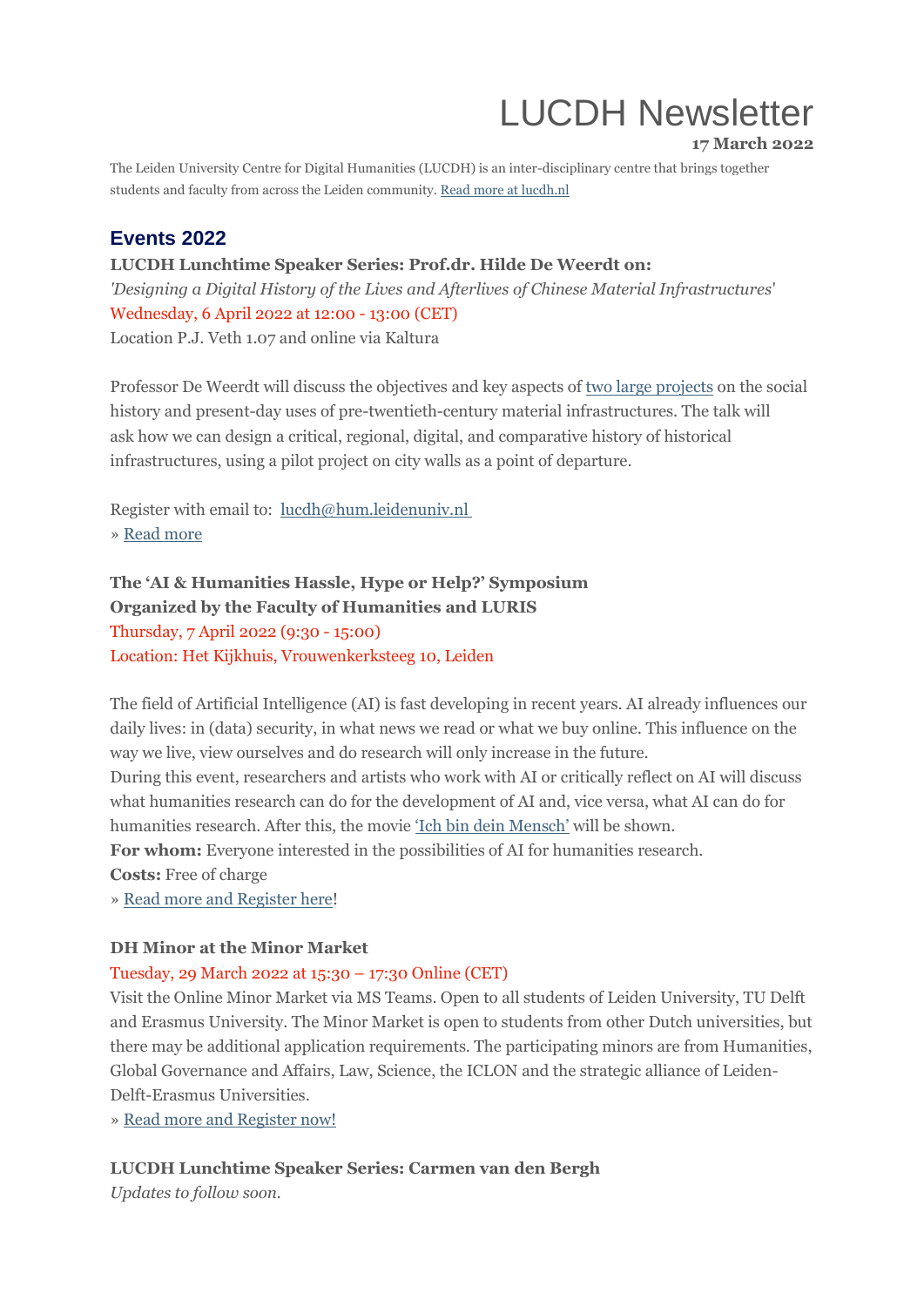# LUCDH Newsletter

**17 March 2022**

The Leiden University Centre for Digital Humanities (LUCDH) is an inter-disciplinary centre that brings together students and faculty from across the Leiden community. [Read more at lucdh.nl]

## Events 2022

**LUCDH Lunchtime Speaker Series: Prof.dr. Hilde De Weerdt on:**
*'Designing a Digital History of the Lives and Afterlives of Chinese Material Infrastructures'*
Wednesday, 6 April 2022 at 12:00 - 13:00 (CET)
Location P.J. Veth 1.07 and online via Kaltura

Professor De Weerdt will discuss the objectives and key aspects of two large projects on the social history and present-day uses of pre-twentieth-century material infrastructures. The talk will ask how we can design a critical, regional, digital, and comparative history of historical infrastructures, using a pilot project on city walls as a point of departure.

Register with email to: lucdh@hum.leidenuniv.nl
» Read more

**The 'AI & Humanities Hassle, Hype or Help?' Symposium**
**Organized by the Faculty of Humanities and LURIS**
Thursday, 7 April 2022 (9:30 - 15:00)
Location: Het Kijkhuis, Vrouwenkerksteeg 10, Leiden

The field of Artificial Intelligence (AI) is fast developing in recent years. AI already influences our daily lives: in (data) security, in what news we read or what we buy online. This influence on the way we live, view ourselves and do research will only increase in the future.
During this event, researchers and artists who work with AI or critically reflect on AI will discuss what humanities research can do for the development of AI and, vice versa, what AI can do for humanities research. After this, the movie 'Ich bin dein Mensch' will be shown.
**For whom:** Everyone interested in the possibilities of AI for humanities research.
**Costs:** Free of charge
» Read more and Register here!

**DH Minor at the Minor Market**
Tuesday, 29 March 2022 at 15:30 – 17:30 Online (CET)
Visit the Online Minor Market via MS Teams. Open to all students of Leiden University, TU Delft and Erasmus University. The Minor Market is open to students from other Dutch universities, but there may be additional application requirements. The participating minors are from Humanities, Global Governance and Affairs, Law, Science, the ICLON and the strategic alliance of Leiden-Delft-Erasmus Universities.
» Read more and Register now!

**LUCDH Lunchtime Speaker Series: Carmen van den Bergh**
*Updates to follow soon.*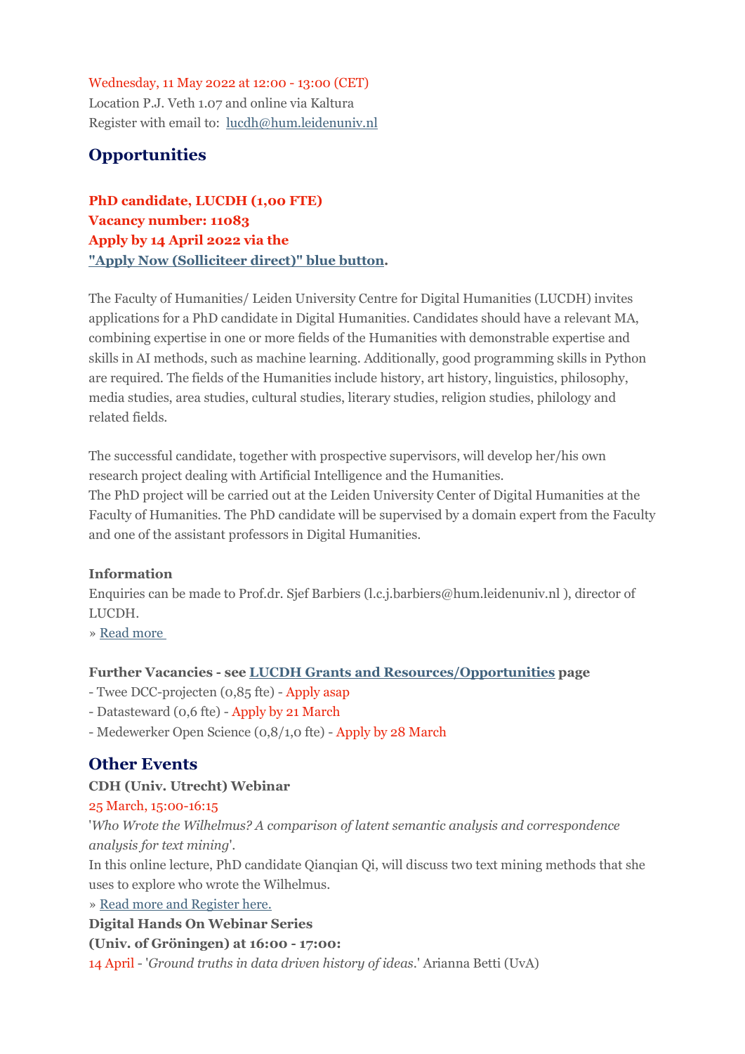Wednesday, 11 May 2022 at 12:00 - 13:00 (CET)
Location P.J. Veth 1.07 and online via Kaltura
Register with email to: lucdh@hum.leidenuniv.nl

## Opportunities

**PhD candidate, LUCDH (1,00 FTE)**
**Vacancy number: 11083**
**Apply by 14 April 2022 via the**
**"Apply Now (Solliciteer direct)" blue button.**

The Faculty of Humanities/ Leiden University Centre for Digital Humanities (LUCDH) invites applications for a PhD candidate in Digital Humanities. Candidates should have a relevant MA, combining expertise in one or more fields of the Humanities with demonstrable expertise and skills in AI methods, such as machine learning. Additionally, good programming skills in Python are required. The fields of the Humanities include history, art history, linguistics, philosophy, media studies, area studies, cultural studies, literary studies, religion studies, philology and related fields.

The successful candidate, together with prospective supervisors, will develop her/his own research project dealing with Artificial Intelligence and the Humanities.
The PhD project will be carried out at the Leiden University Center of Digital Humanities at the Faculty of Humanities. The PhD candidate will be supervised by a domain expert from the Faculty and one of the assistant professors in Digital Humanities.

**Information**
Enquiries can be made to Prof.dr. Sjef Barbiers (l.c.j.barbiers@hum.leidenuniv.nl ), director of LUCDH.
» Read more

**Further Vacancies - see LUCDH Grants and Resources/Opportunities page**
- Twee DCC-projecten (0,85 fte) - Apply asap
- Datasteward (0,6 fte) - Apply by 21 March
- Medewerker Open Science (0,8/1,0 fte) - Apply by 28 March

## Other Events

**CDH (Univ. Utrecht) Webinar**
25 March, 15:00-16:15
'*Who Wrote the Wilhelmus? A comparison of latent semantic analysis and correspondence analysis for text mining*'.
In this online lecture, PhD candidate Qianqian Qi, will discuss two text mining methods that she uses to explore who wrote the Wilhelmus.
» Read more and Register here.
**Digital Hands On Webinar Series**
**(Univ. of Gröningen) at 16:00 - 17:00:**
14 April - '*Ground truths in data driven history of ideas*.' Arianna Betti (UvA)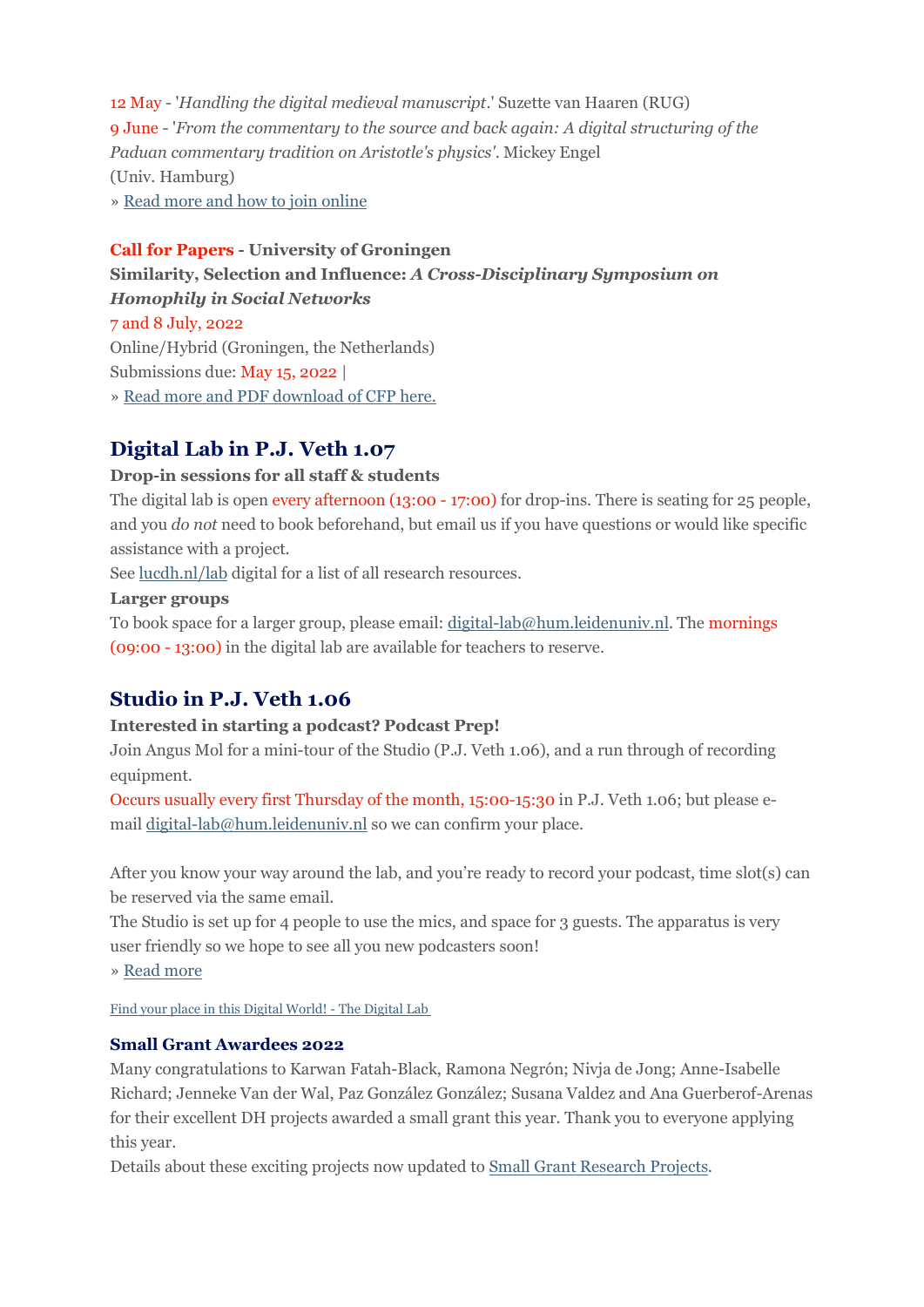12 May - '*Handling the digital medieval manuscript*.' Suzette van Haaren (RUG)
9 June - '*From the commentary to the source and back again: A digital structuring of the Paduan commentary tradition on Aristotle's physics'*. Mickey Engel
(Univ. Hamburg)
» Read more and how to join online

**Call for Papers - University of Groningen**
**Similarity, Selection and Influence:** ***A Cross-Disciplinary Symposium on Homophily in Social Networks***
7 and 8 July, 2022
Online/Hybrid (Groningen, the Netherlands)
Submissions due: May 15, 2022 |
» Read more and PDF download of CFP here.

## Digital Lab in P.J. Veth 1.07

**Drop-in sessions for all staff & students**

The digital lab is open every afternoon (13:00 - 17:00) for drop-ins. There is seating for 25 people, and you *do not* need to book beforehand, but email us if you have questions or would like specific assistance with a project.
See lucdh.nl/lab digital for a list of all research resources.

**Larger groups**

To book space for a larger group, please email: digital-lab@hum.leidenuniv.nl. The mornings (09:00 - 13:00) in the digital lab are available for teachers to reserve.

## Studio in P.J. Veth 1.06

**Interested in starting a podcast? Podcast Prep!**

Join Angus Mol for a mini-tour of the Studio (P.J. Veth 1.06), and a run through of recording equipment.
Occurs usually every first Thursday of the month, 15:00-15:30 in P.J. Veth 1.06; but please e-mail digital-lab@hum.leidenuniv.nl so we can confirm your place.

After you know your way around the lab, and you're ready to record your podcast, time slot(s) can be reserved via the same email.
The Studio is set up for 4 people to use the mics, and space for 3 guests. The apparatus is very user friendly so we hope to see all you new podcasters soon!
» Read more

Find your place in this Digital World! - The Digital Lab

### Small Grant Awardees 2022

Many congratulations to Karwan Fatah-Black, Ramona Negrón; Nivja de Jong; Anne-Isabelle Richard; Jenneke Van der Wal, Paz González González; Susana Valdez and Ana Guerberof-Arenas for their excellent DH projects awarded a small grant this year. Thank you to everyone applying this year.
Details about these exciting projects now updated to Small Grant Research Projects.